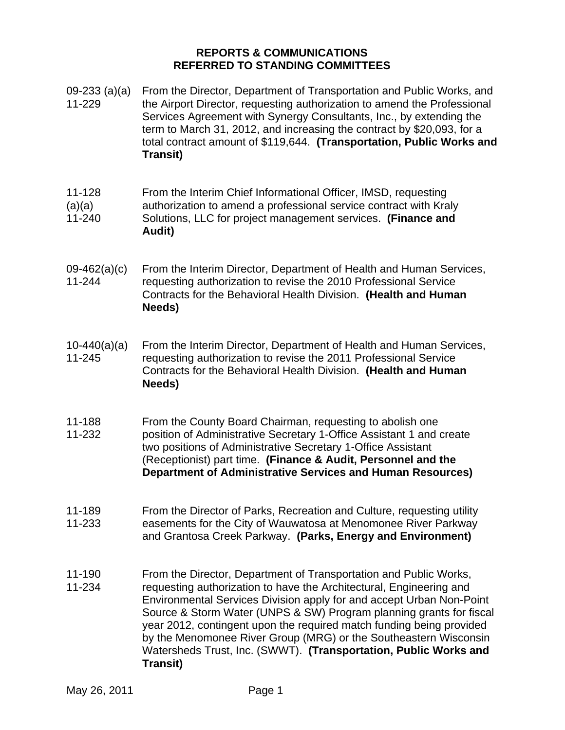# REPORTS & COMMUNICATIONS
# REFERRED TO STANDING COMMITTEES

| | |
|---|---|
| 09-233 (a)(a) 11-229 | From the Director, Department of Transportation and Public Works, and the Airport Director, requesting authorization to amend the Professional Services Agreement with Synergy Consultants, Inc., by extending the term to March 31, 2012, and increasing the contract by $20,093, for a total contract amount of $119,644. **(Transportation, Public Works and Transit)** |
| 11-128 (a)(a) 11-240 | From the Interim Chief Informational Officer, IMSD, requesting authorization to amend a professional service contract with Kraly Solutions, LLC for project management services. **(Finance and Audit)** |
| 09-462(a)(c) 11-244 | From the Interim Director, Department of Health and Human Services, requesting authorization to revise the 2010 Professional Service Contracts for the Behavioral Health Division. **(Health and Human Needs)** |
| 10-440(a)(a) 11-245 | From the Interim Director, Department of Health and Human Services, requesting authorization to revise the 2011 Professional Service Contracts for the Behavioral Health Division. **(Health and Human Needs)** |
| 11-188 11-232 | From the County Board Chairman, requesting to abolish one position of Administrative Secretary 1-Office Assistant 1 and create two positions of Administrative Secretary 1-Office Assistant (Receptionist) part time. **(Finance & Audit, Personnel and the Department of Administrative Services and Human Resources)** |
| 11-189 11-233 | From the Director of Parks, Recreation and Culture, requesting utility easements for the City of Wauwatosa at Menomonee River Parkway and Grantosa Creek Parkway. **(Parks, Energy and Environment)** |
| 11-190 11-234 | From the Director, Department of Transportation and Public Works, requesting authorization to have the Architectural, Engineering and Environmental Services Division apply for and accept Urban Non-Point Source & Storm Water (UNPS & SW) Program planning grants for fiscal year 2012, contingent upon the required match funding being provided by the Menomonee River Group (MRG) or the Southeastern Wisconsin Watersheds Trust, Inc. (SWWT). **(Transportation, Public Works and Transit)** |

May 26, 2011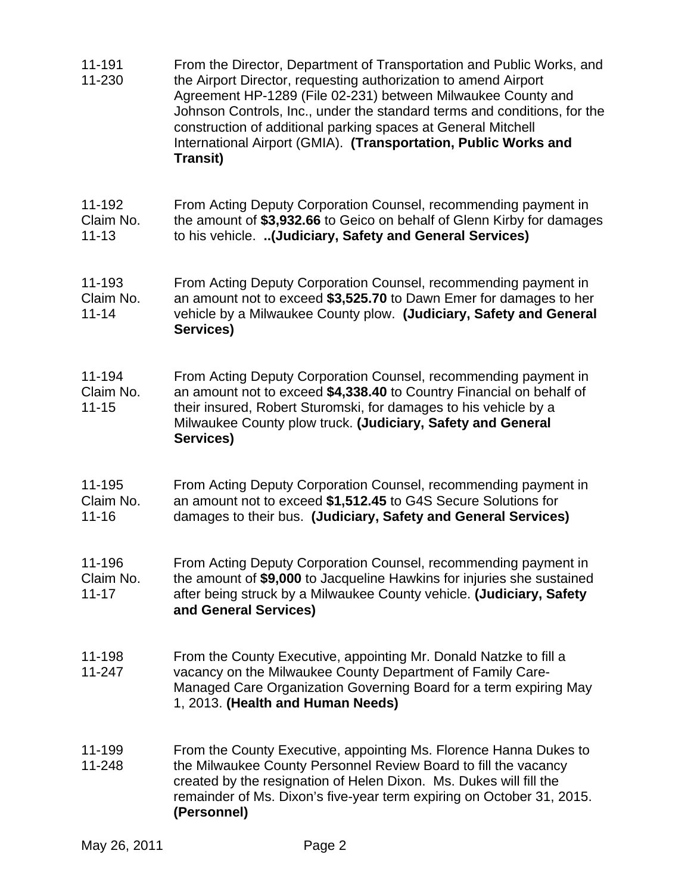11-191
11-230

From the Director, Department of Transportation and Public Works, and the Airport Director, requesting authorization to amend Airport Agreement HP-1289 (File 02-231) between Milwaukee County and Johnson Controls, Inc., under the standard terms and conditions, for the construction of additional parking spaces at General Mitchell International Airport (GMIA). **(Transportation, Public Works and Transit)**

11-192
Claim No. 11-13

From Acting Deputy Corporation Counsel, recommending payment in the amount of **$3,932.66** to Geico on behalf of Glenn Kirby for damages to his vehicle. **..(Judiciary, Safety and General Services)**

11-193
Claim No. 11-14

From Acting Deputy Corporation Counsel, recommending payment in an amount not to exceed **$3,525.70** to Dawn Emer for damages to her vehicle by a Milwaukee County plow. **(Judiciary, Safety and General Services)**

11-194
Claim No. 11-15

From Acting Deputy Corporation Counsel, recommending payment in an amount not to exceed **$4,338.40** to Country Financial on behalf of their insured, Robert Sturomski, for damages to his vehicle by a Milwaukee County plow truck. **(Judiciary, Safety and General Services)**

11-195
Claim No. 11-16

From Acting Deputy Corporation Counsel, recommending payment in an amount not to exceed **$1,512.45** to G4S Secure Solutions for damages to their bus. **(Judiciary, Safety and General Services)**

11-196
Claim No. 11-17

From Acting Deputy Corporation Counsel, recommending payment in the amount of **$9,000** to Jacqueline Hawkins for injuries she sustained after being struck by a Milwaukee County vehicle. **(Judiciary, Safety and General Services)**

11-198
11-247

From the County Executive, appointing Mr. Donald Natzke to fill a vacancy on the Milwaukee County Department of Family Care-Managed Care Organization Governing Board for a term expiring May 1, 2013. **(Health and Human Needs)**

11-199
11-248

From the County Executive, appointing Ms. Florence Hanna Dukes to the Milwaukee County Personnel Review Board to fill the vacancy created by the resignation of Helen Dixon. Ms. Dukes will fill the remainder of Ms. Dixon's five-year term expiring on October 31, 2015. **(Personnel)**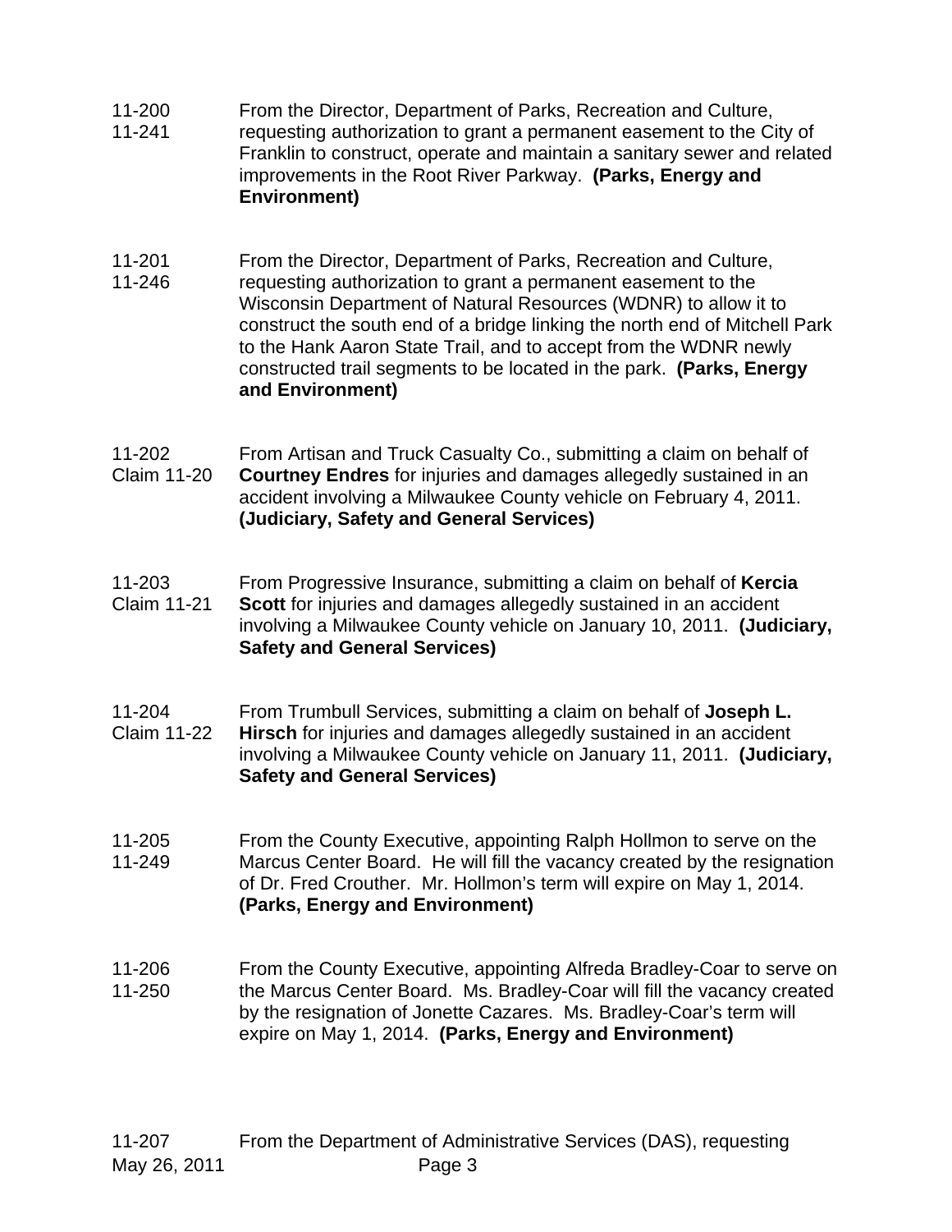11-200
11-241

From the Director, Department of Parks, Recreation and Culture, requesting authorization to grant a permanent easement to the City of Franklin to construct, operate and maintain a sanitary sewer and related improvements in the Root River Parkway. **(Parks, Energy and Environment)**

11-201
11-246

From the Director, Department of Parks, Recreation and Culture, requesting authorization to grant a permanent easement to the Wisconsin Department of Natural Resources (WDNR) to allow it to construct the south end of a bridge linking the north end of Mitchell Park to the Hank Aaron State Trail, and to accept from the WDNR newly constructed trail segments to be located in the park. **(Parks, Energy and Environment)**

11-202
Claim 11-20

From Artisan and Truck Casualty Co., submitting a claim on behalf of **Courtney Endres** for injuries and damages allegedly sustained in an accident involving a Milwaukee County vehicle on February 4, 2011. **(Judiciary, Safety and General Services)**

11-203
Claim 11-21

From Progressive Insurance, submitting a claim on behalf of **Kercia Scott** for injuries and damages allegedly sustained in an accident involving a Milwaukee County vehicle on January 10, 2011. **(Judiciary, Safety and General Services)**

11-204
Claim 11-22

From Trumbull Services, submitting a claim on behalf of **Joseph L. Hirsch** for injuries and damages allegedly sustained in an accident involving a Milwaukee County vehicle on January 11, 2011. **(Judiciary, Safety and General Services)**

11-205
11-249

From the County Executive, appointing Ralph Hollmon to serve on the Marcus Center Board. He will fill the vacancy created by the resignation of Dr. Fred Crouther. Mr. Hollmon's term will expire on May 1, 2014. **(Parks, Energy and Environment)**

11-206
11-250

From the County Executive, appointing Alfreda Bradley-Coar to serve on the Marcus Center Board. Ms. Bradley-Coar will fill the vacancy created by the resignation of Jonette Cazares. Ms. Bradley-Coar's term will expire on May 1, 2014. **(Parks, Energy and Environment)**

11-207

From the Department of Administrative Services (DAS), requesting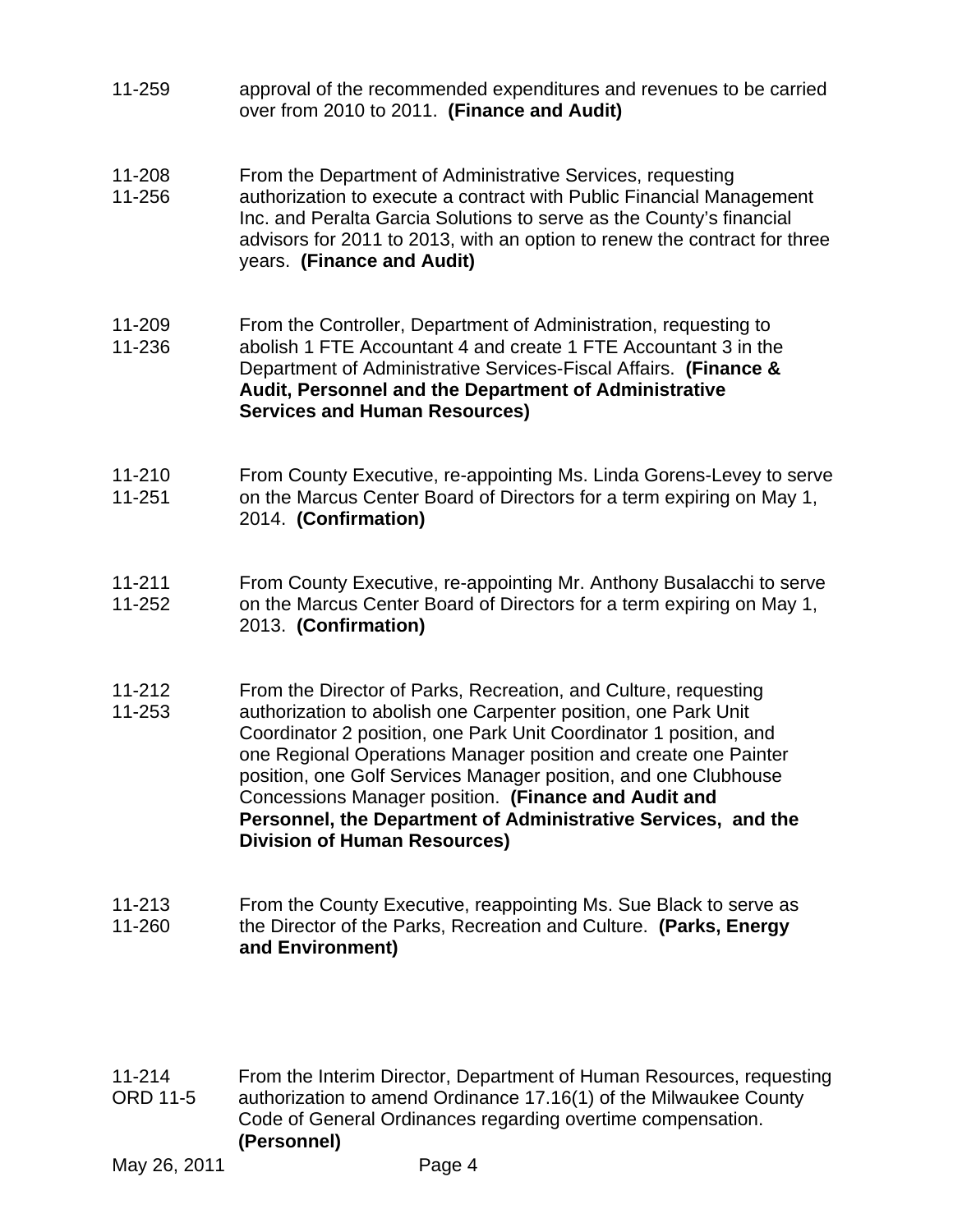| | |
|---|---|
| 11-259 | approval of the recommended expenditures and revenues to be carried over from 2010 to 2011. **(Finance and Audit)** |
| 11-208<br>11-256 | From the Department of Administrative Services, requesting authorization to execute a contract with Public Financial Management Inc. and Peralta Garcia Solutions to serve as the County's financial advisors for 2011 to 2013, with an option to renew the contract for three years. **(Finance and Audit)** |
| 11-209<br>11-236 | From the Controller, Department of Administration, requesting to abolish 1 FTE Accountant 4 and create 1 FTE Accountant 3 in the Department of Administrative Services-Fiscal Affairs. **(Finance & Audit, Personnel and the Department of Administrative Services and Human Resources)** |
| 11-210<br>11-251 | From County Executive, re-appointing Ms. Linda Gorens-Levey to serve on the Marcus Center Board of Directors for a term expiring on May 1, 2014. **(Confirmation)** |
| 11-211<br>11-252 | From County Executive, re-appointing Mr. Anthony Busalacchi to serve on the Marcus Center Board of Directors for a term expiring on May 1, 2013. **(Confirmation)** |
| 11-212<br>11-253 | From the Director of Parks, Recreation, and Culture, requesting authorization to abolish one Carpenter position, one Park Unit Coordinator 2 position, one Park Unit Coordinator 1 position, and one Regional Operations Manager position and create one Painter position, one Golf Services Manager position, and one Clubhouse Concessions Manager position. **(Finance and Audit and Personnel, the Department of Administrative Services, and the Division of Human Resources)** |
| 11-213<br>11-260 | From the County Executive, reappointing Ms. Sue Black to serve as the Director of the Parks, Recreation and Culture. **(Parks, Energy and Environment)** |
| 11-214<br>ORD 11-5 | From the Interim Director, Department of Human Resources, requesting authorization to amend Ordinance 17.16(1) of the Milwaukee County Code of General Ordinances regarding overtime compensation. **(Personnel)** |

May 26, 2011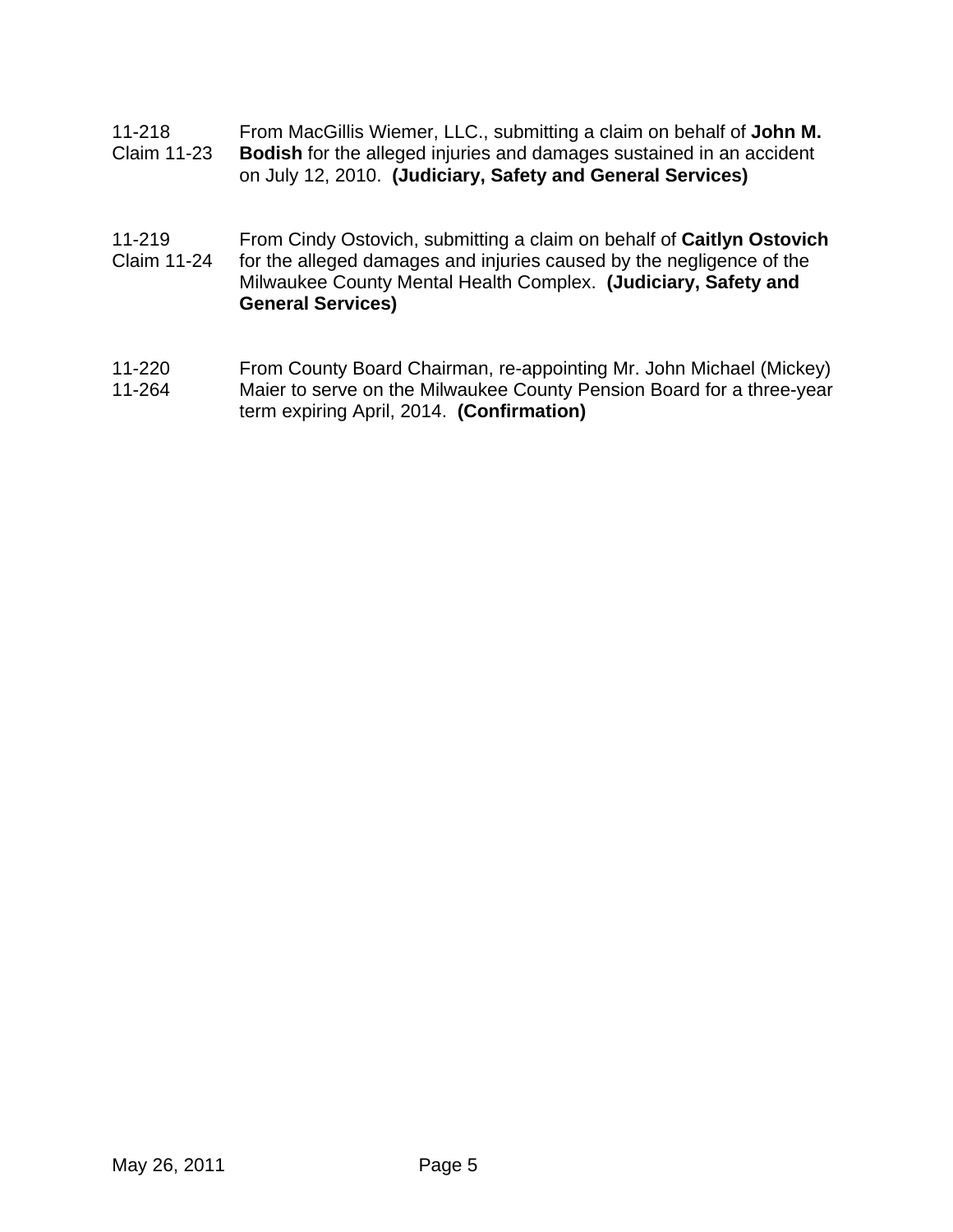| | |
|---|---|
| 11-218<br>Claim 11-23 | From MacGillis Wiemer, LLC., submitting a claim on behalf of **John M. Bodish** for the alleged injuries and damages sustained in an accident on July 12, 2010. **(Judiciary, Safety and General Services)** |
| 11-219<br>Claim 11-24 | From Cindy Ostovich, submitting a claim on behalf of **Caitlyn Ostovich** for the alleged damages and injuries caused by the negligence of the Milwaukee County Mental Health Complex. **(Judiciary, Safety and General Services)** |
| 11-220<br>11-264 | From County Board Chairman, re-appointing Mr. John Michael (Mickey) Maier to serve on the Milwaukee County Pension Board for a three-year term expiring April, 2014. **(Confirmation)** |

May 26, 2011